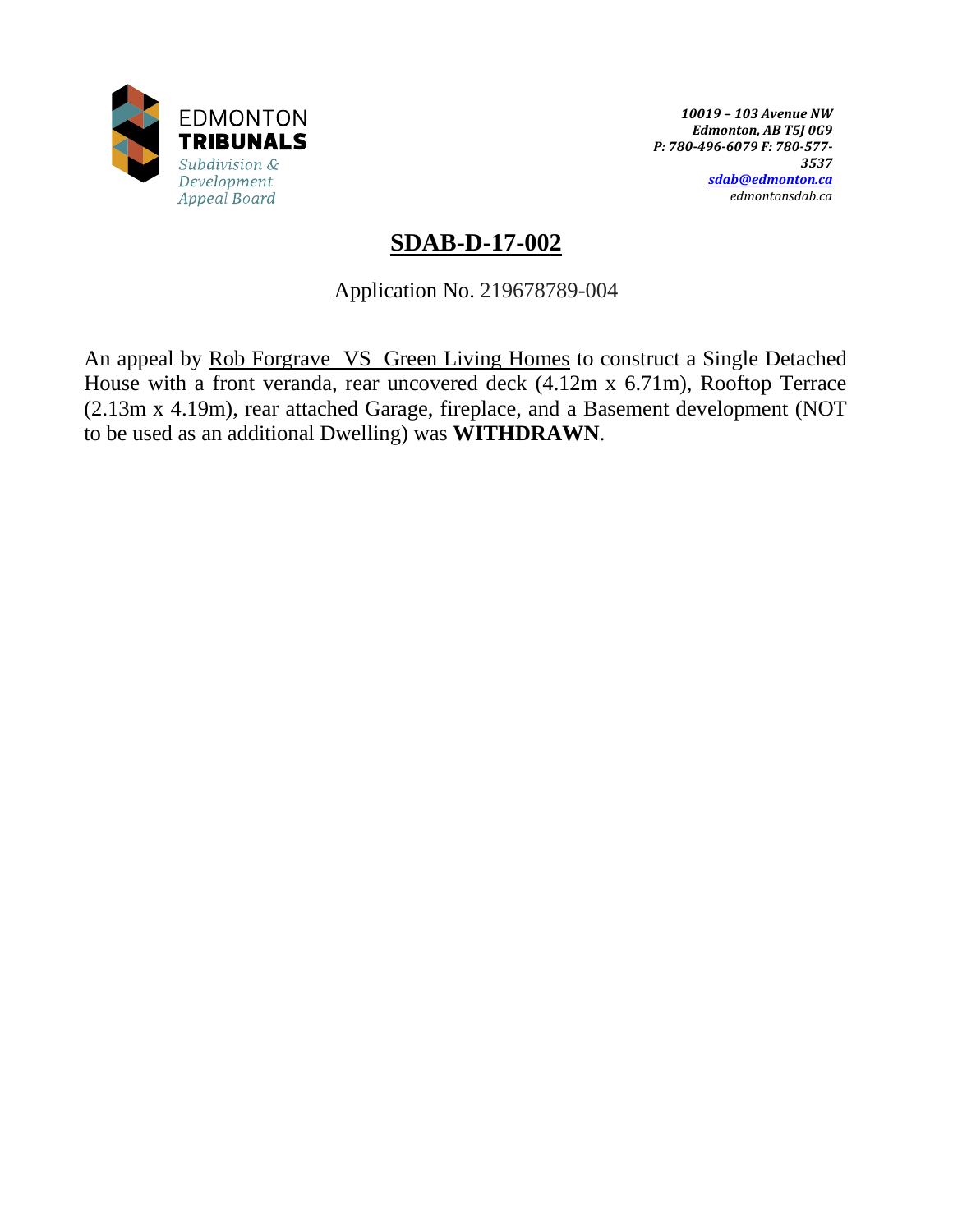EDMONTON
**TRIBUNALS**
*Subdivision & Development Appeal Board*

***10019 – 103 Avenue NW***
***Edmonton, AB T5J 0G9***
***P: 780-496-6079 F: 780-577-3537***
***sdab@edmonton.ca***
*edmontonsdab.ca*

# SDAB-D-17-002

Application No. 219678789-004

An appeal by Rob Forgrave VS Green Living Homes to construct a Single Detached House with a front veranda, rear uncovered deck (4.12m x 6.71m), Rooftop Terrace (2.13m x 4.19m), rear attached Garage, fireplace, and a Basement development (NOT to be used as an additional Dwelling) was **WITHDRAWN**.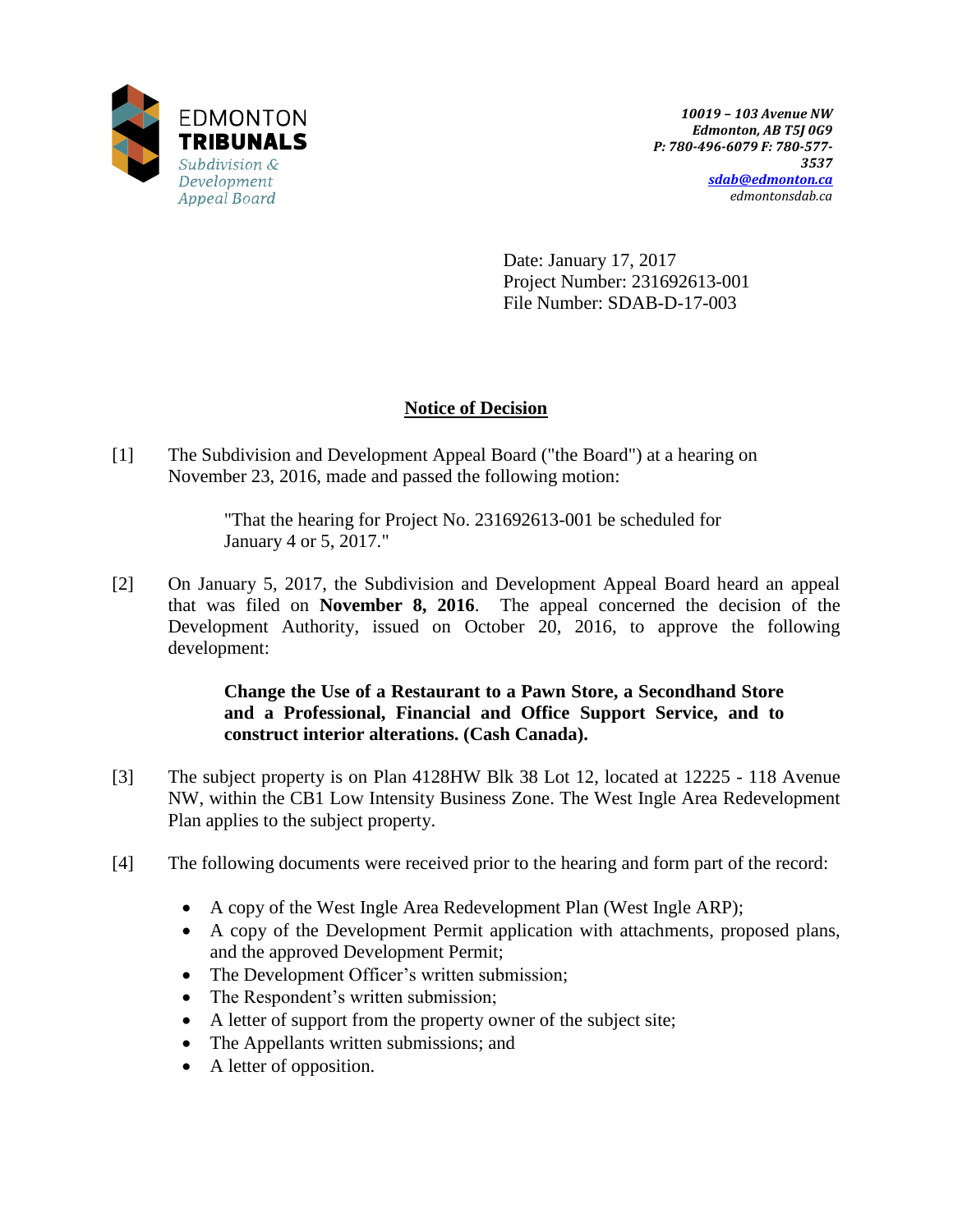EDMONTON **TRIBUNALS** *Subdivision & Development Appeal Board*

***10019 – 103 Avenue NW***
***Edmonton, AB T5J 0G9***
***P: 780-496-6079 F: 780-577-3537***
***sdab@edmonton.ca***
*edmontonsdab.ca*

Date: January 17, 2017
Project Number: 231692613-001
File Number: SDAB-D-17-003

## Notice of Decision

[1] The Subdivision and Development Appeal Board ("the Board") at a hearing on November 23, 2016, made and passed the following motion:

> "That the hearing for Project No. 231692613-001 be scheduled for January 4 or 5, 2017."

[2] On January 5, 2017, the Subdivision and Development Appeal Board heard an appeal that was filed on **November 8, 2016**. The appeal concerned the decision of the Development Authority, issued on October 20, 2016, to approve the following development:

> **Change the Use of a Restaurant to a Pawn Store, a Secondhand Store and a Professional, Financial and Office Support Service, and to construct interior alterations. (Cash Canada).**

[3] The subject property is on Plan 4128HW Blk 38 Lot 12, located at 12225 - 118 Avenue NW, within the CB1 Low Intensity Business Zone. The West Ingle Area Redevelopment Plan applies to the subject property.

[4] The following documents were received prior to the hearing and form part of the record:

- A copy of the West Ingle Area Redevelopment Plan (West Ingle ARP);
- A copy of the Development Permit application with attachments, proposed plans, and the approved Development Permit;
- The Development Officer's written submission;
- The Respondent's written submission;
- A letter of support from the property owner of the subject site;
- The Appellants written submissions; and
- A letter of opposition.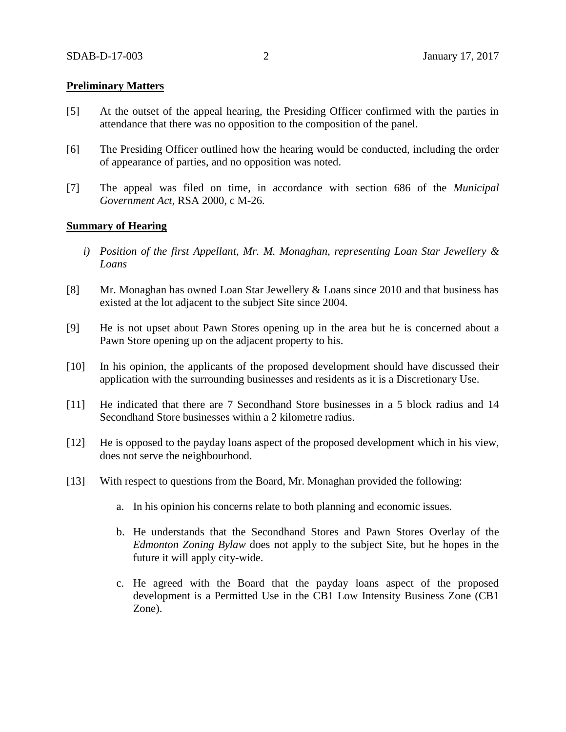**Preliminary Matters**

[5] At the outset of the appeal hearing, the Presiding Officer confirmed with the parties in attendance that there was no opposition to the composition of the panel.

[6] The Presiding Officer outlined how the hearing would be conducted, including the order of appearance of parties, and no opposition was noted.

[7] The appeal was filed on time, in accordance with section 686 of the *Municipal Government Act*, RSA 2000, c M-26.

**Summary of Hearing**

*i) Position of the first Appellant, Mr. M. Monaghan, representing Loan Star Jewellery & Loans*

[8] Mr. Monaghan has owned Loan Star Jewellery & Loans since 2010 and that business has existed at the lot adjacent to the subject Site since 2004.

[9] He is not upset about Pawn Stores opening up in the area but he is concerned about a Pawn Store opening up on the adjacent property to his.

[10] In his opinion, the applicants of the proposed development should have discussed their application with the surrounding businesses and residents as it is a Discretionary Use.

[11] He indicated that there are 7 Secondhand Store businesses in a 5 block radius and 14 Secondhand Store businesses within a 2 kilometre radius.

[12] He is opposed to the payday loans aspect of the proposed development which in his view, does not serve the neighbourhood.

[13] With respect to questions from the Board, Mr. Monaghan provided the following:

a. In his opinion his concerns relate to both planning and economic issues.

b. He understands that the Secondhand Stores and Pawn Stores Overlay of the *Edmonton Zoning Bylaw* does not apply to the subject Site, but he hopes in the future it will apply city-wide.

c. He agreed with the Board that the payday loans aspect of the proposed development is a Permitted Use in the CB1 Low Intensity Business Zone (CB1 Zone).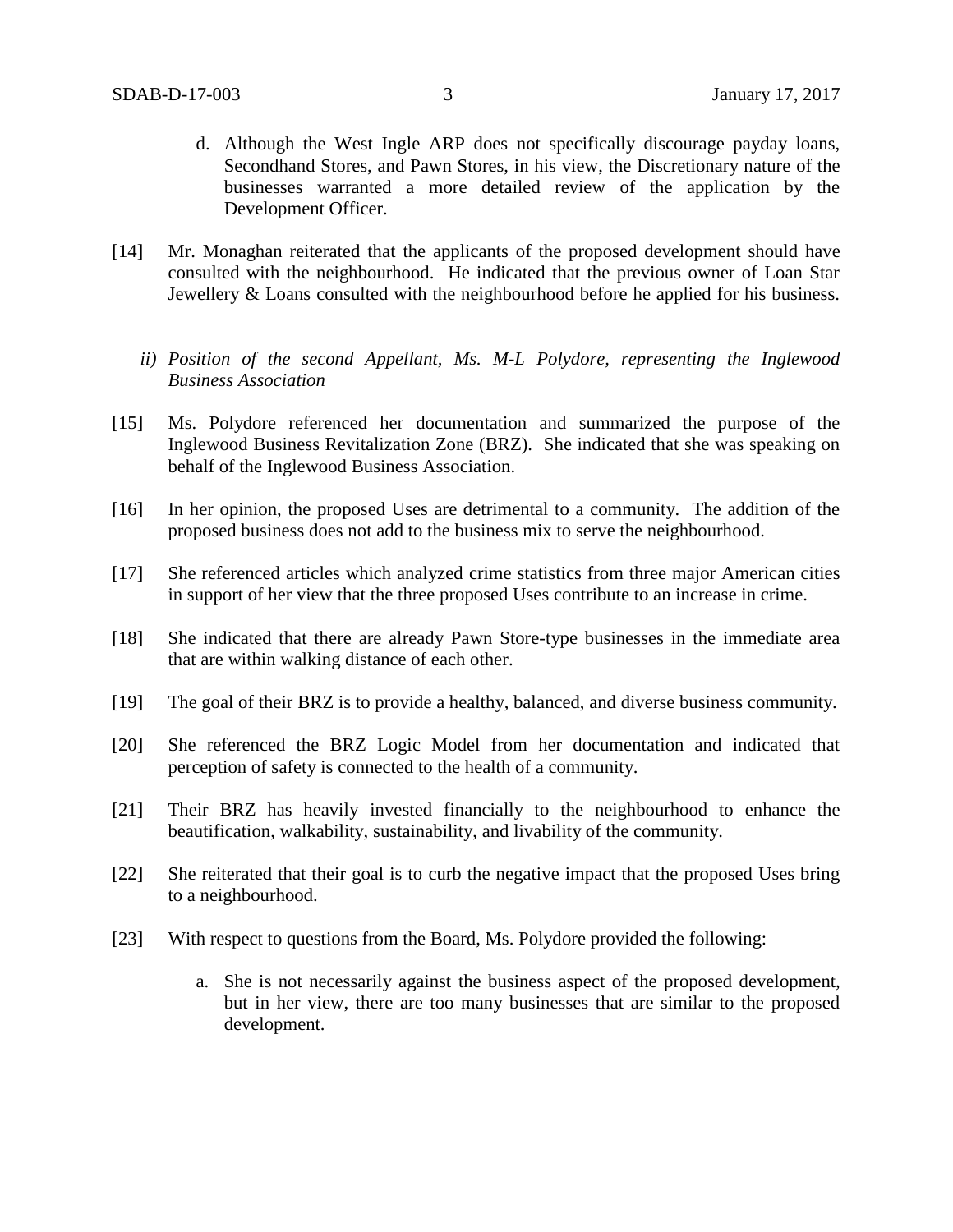d. Although the West Ingle ARP does not specifically discourage payday loans, Secondhand Stores, and Pawn Stores, in his view, the Discretionary nature of the businesses warranted a more detailed review of the application by the Development Officer.

[14] Mr. Monaghan reiterated that the applicants of the proposed development should have consulted with the neighbourhood. He indicated that the previous owner of Loan Star Jewellery & Loans consulted with the neighbourhood before he applied for his business.

*ii) Position of the second Appellant, Ms. M-L Polydore, representing the Inglewood Business Association*

[15] Ms. Polydore referenced her documentation and summarized the purpose of the Inglewood Business Revitalization Zone (BRZ). She indicated that she was speaking on behalf of the Inglewood Business Association.

[16] In her opinion, the proposed Uses are detrimental to a community. The addition of the proposed business does not add to the business mix to serve the neighbourhood.

[17] She referenced articles which analyzed crime statistics from three major American cities in support of her view that the three proposed Uses contribute to an increase in crime.

[18] She indicated that there are already Pawn Store-type businesses in the immediate area that are within walking distance of each other.

[19] The goal of their BRZ is to provide a healthy, balanced, and diverse business community.

[20] She referenced the BRZ Logic Model from her documentation and indicated that perception of safety is connected to the health of a community.

[21] Their BRZ has heavily invested financially to the neighbourhood to enhance the beautification, walkability, sustainability, and livability of the community.

[22] She reiterated that their goal is to curb the negative impact that the proposed Uses bring to a neighbourhood.

[23] With respect to questions from the Board, Ms. Polydore provided the following:

a. She is not necessarily against the business aspect of the proposed development, but in her view, there are too many businesses that are similar to the proposed development.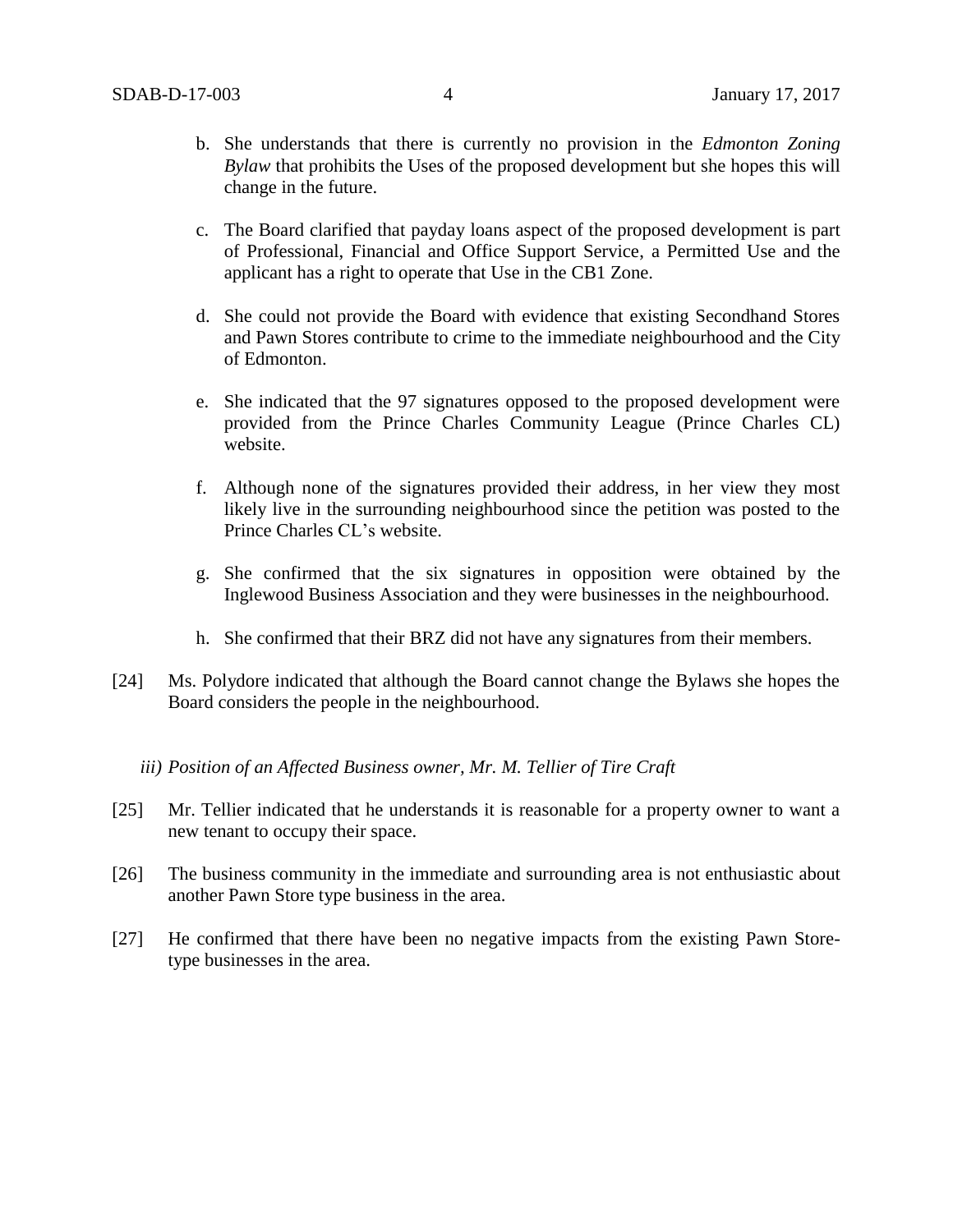b. She understands that there is currently no provision in the *Edmonton Zoning Bylaw* that prohibits the Uses of the proposed development but she hopes this will change in the future.

c. The Board clarified that payday loans aspect of the proposed development is part of Professional, Financial and Office Support Service, a Permitted Use and the applicant has a right to operate that Use in the CB1 Zone.

d. She could not provide the Board with evidence that existing Secondhand Stores and Pawn Stores contribute to crime to the immediate neighbourhood and the City of Edmonton.

e. She indicated that the 97 signatures opposed to the proposed development were provided from the Prince Charles Community League (Prince Charles CL) website.

f. Although none of the signatures provided their address, in her view they most likely live in the surrounding neighbourhood since the petition was posted to the Prince Charles CL's website.

g. She confirmed that the six signatures in opposition were obtained by the Inglewood Business Association and they were businesses in the neighbourhood.

h. She confirmed that their BRZ did not have any signatures from their members.

[24] Ms. Polydore indicated that although the Board cannot change the Bylaws she hopes the Board considers the people in the neighbourhood.

*iii) Position of an Affected Business owner, Mr. M. Tellier of Tire Craft*

[25] Mr. Tellier indicated that he understands it is reasonable for a property owner to want a new tenant to occupy their space.

[26] The business community in the immediate and surrounding area is not enthusiastic about another Pawn Store type business in the area.

[27] He confirmed that there have been no negative impacts from the existing Pawn Store-type businesses in the area.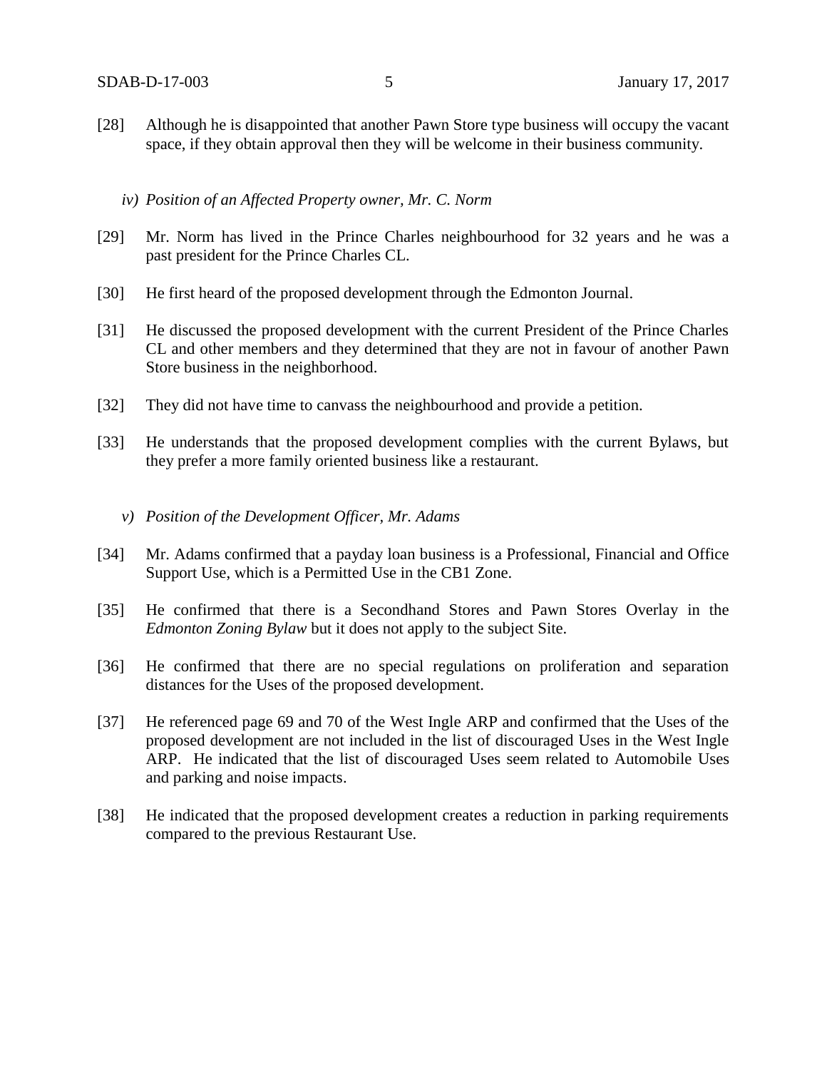[28] Although he is disappointed that another Pawn Store type business will occupy the vacant space, if they obtain approval then they will be welcome in their business community.

*iv) Position of an Affected Property owner, Mr. C. Norm*

[29] Mr. Norm has lived in the Prince Charles neighbourhood for 32 years and he was a past president for the Prince Charles CL.

[30] He first heard of the proposed development through the Edmonton Journal.

[31] He discussed the proposed development with the current President of the Prince Charles CL and other members and they determined that they are not in favour of another Pawn Store business in the neighborhood.

[32] They did not have time to canvass the neighbourhood and provide a petition.

[33] He understands that the proposed development complies with the current Bylaws, but they prefer a more family oriented business like a restaurant.

*v) Position of the Development Officer, Mr. Adams*

[34] Mr. Adams confirmed that a payday loan business is a Professional, Financial and Office Support Use, which is a Permitted Use in the CB1 Zone.

[35] He confirmed that there is a Secondhand Stores and Pawn Stores Overlay in the *Edmonton Zoning Bylaw* but it does not apply to the subject Site.

[36] He confirmed that there are no special regulations on proliferation and separation distances for the Uses of the proposed development.

[37] He referenced page 69 and 70 of the West Ingle ARP and confirmed that the Uses of the proposed development are not included in the list of discouraged Uses in the West Ingle ARP. He indicated that the list of discouraged Uses seem related to Automobile Uses and parking and noise impacts.

[38] He indicated that the proposed development creates a reduction in parking requirements compared to the previous Restaurant Use.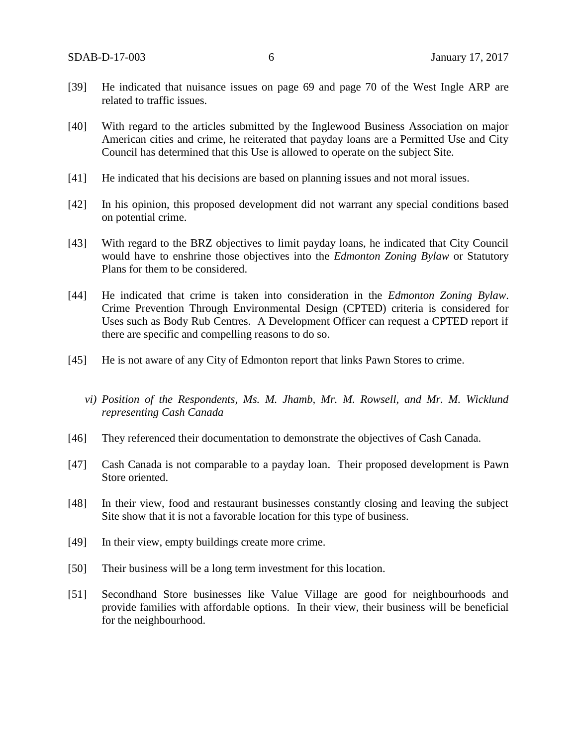[39] He indicated that nuisance issues on page 69 and page 70 of the West Ingle ARP are related to traffic issues.

[40] With regard to the articles submitted by the Inglewood Business Association on major American cities and crime, he reiterated that payday loans are a Permitted Use and City Council has determined that this Use is allowed to operate on the subject Site.

[41] He indicated that his decisions are based on planning issues and not moral issues.

[42] In his opinion, this proposed development did not warrant any special conditions based on potential crime.

[43] With regard to the BRZ objectives to limit payday loans, he indicated that City Council would have to enshrine those objectives into the *Edmonton Zoning Bylaw* or Statutory Plans for them to be considered.

[44] He indicated that crime is taken into consideration in the *Edmonton Zoning Bylaw*. Crime Prevention Through Environmental Design (CPTED) criteria is considered for Uses such as Body Rub Centres. A Development Officer can request a CPTED report if there are specific and compelling reasons to do so.

[45] He is not aware of any City of Edmonton report that links Pawn Stores to crime.

*vi) Position of the Respondents, Ms. M. Jhamb, Mr. M. Rowsell, and Mr. M. Wicklund representing Cash Canada*

[46] They referenced their documentation to demonstrate the objectives of Cash Canada.

[47] Cash Canada is not comparable to a payday loan. Their proposed development is Pawn Store oriented.

[48] In their view, food and restaurant businesses constantly closing and leaving the subject Site show that it is not a favorable location for this type of business.

[49] In their view, empty buildings create more crime.

[50] Their business will be a long term investment for this location.

[51] Secondhand Store businesses like Value Village are good for neighbourhoods and provide families with affordable options. In their view, their business will be beneficial for the neighbourhood.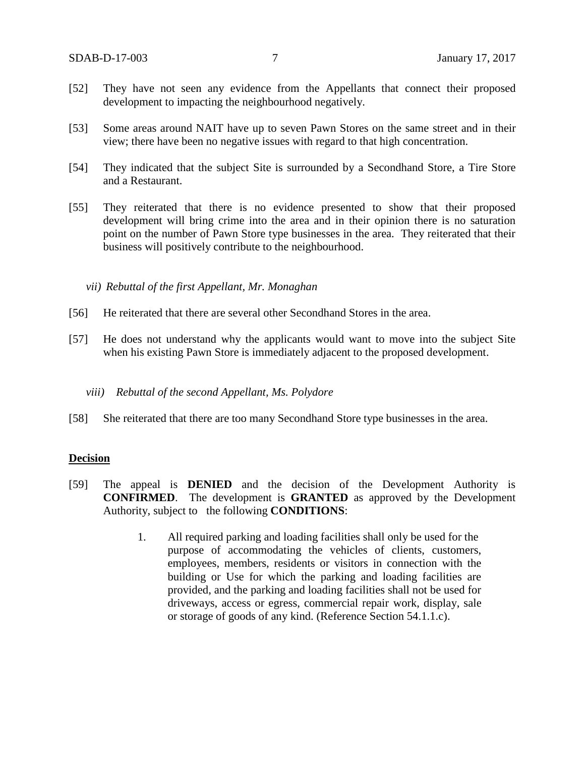[52] They have not seen any evidence from the Appellants that connect their proposed development to impacting the neighbourhood negatively.

[53] Some areas around NAIT have up to seven Pawn Stores on the same street and in their view; there have been no negative issues with regard to that high concentration.

[54] They indicated that the subject Site is surrounded by a Secondhand Store, a Tire Store and a Restaurant.

[55] They reiterated that there is no evidence presented to show that their proposed development will bring crime into the area and in their opinion there is no saturation point on the number of Pawn Store type businesses in the area. They reiterated that their business will positively contribute to the neighbourhood.

*vii) Rebuttal of the first Appellant, Mr. Monaghan*

[56] He reiterated that there are several other Secondhand Stores in the area.

[57] He does not understand why the applicants would want to move into the subject Site when his existing Pawn Store is immediately adjacent to the proposed development.

*viii) Rebuttal of the second Appellant, Ms. Polydore*

[58] She reiterated that there are too many Secondhand Store type businesses in the area.

**Decision**

[59] The appeal is **DENIED** and the decision of the Development Authority is **CONFIRMED**. The development is **GRANTED** as approved by the Development Authority, subject to the following **CONDITIONS**:

1. All required parking and loading facilities shall only be used for the purpose of accommodating the vehicles of clients, customers, employees, members, residents or visitors in connection with the building or Use for which the parking and loading facilities are provided, and the parking and loading facilities shall not be used for driveways, access or egress, commercial repair work, display, sale or storage of goods of any kind. (Reference Section 54.1.1.c).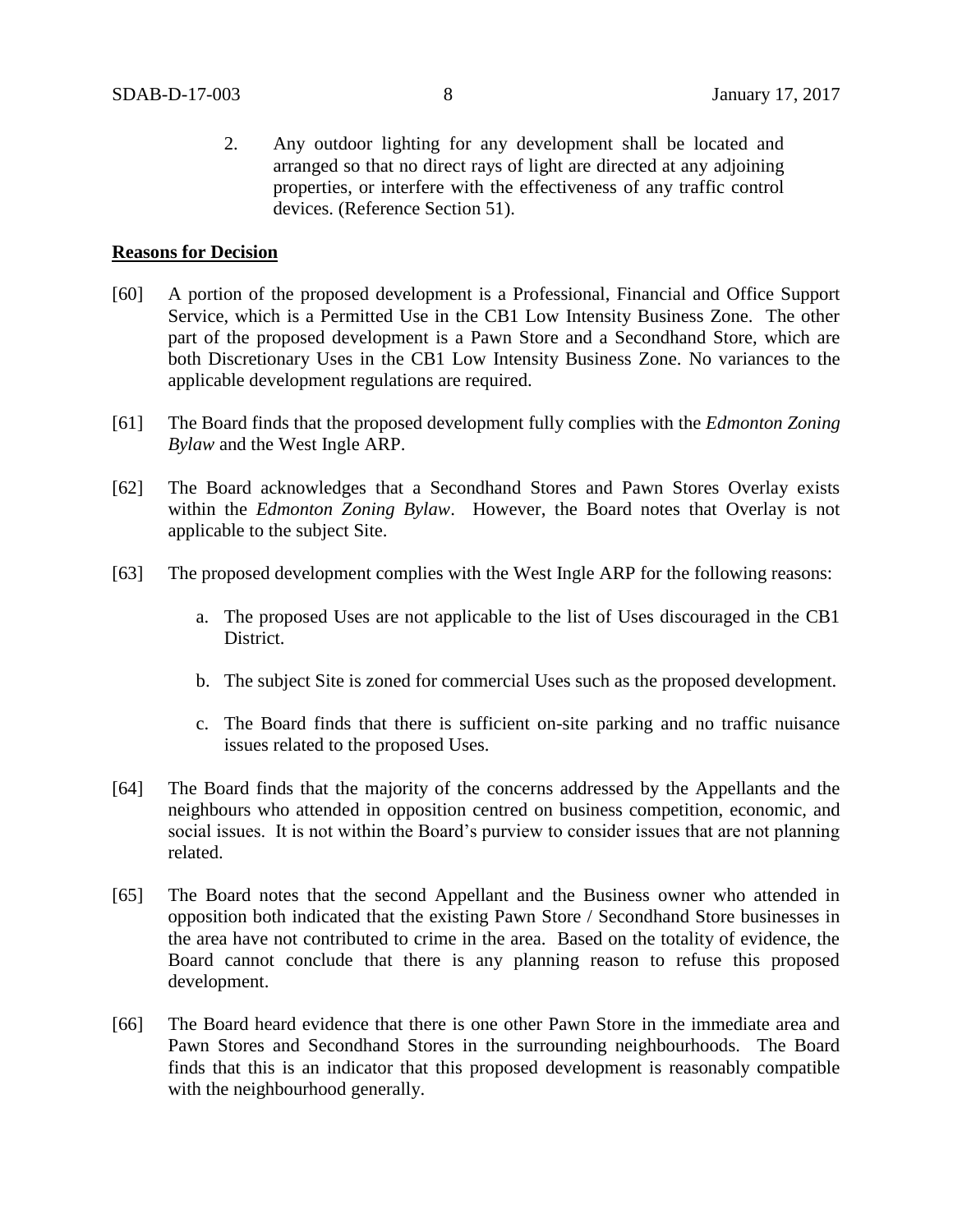2. Any outdoor lighting for any development shall be located and arranged so that no direct rays of light are directed at any adjoining properties, or interfere with the effectiveness of any traffic control devices. (Reference Section 51).

**Reasons for Decision**

[60] A portion of the proposed development is a Professional, Financial and Office Support Service, which is a Permitted Use in the CB1 Low Intensity Business Zone. The other part of the proposed development is a Pawn Store and a Secondhand Store, which are both Discretionary Uses in the CB1 Low Intensity Business Zone. No variances to the applicable development regulations are required.

[61] The Board finds that the proposed development fully complies with the *Edmonton Zoning Bylaw* and the West Ingle ARP.

[62] The Board acknowledges that a Secondhand Stores and Pawn Stores Overlay exists within the *Edmonton Zoning Bylaw*. However, the Board notes that Overlay is not applicable to the subject Site.

[63] The proposed development complies with the West Ingle ARP for the following reasons:

a. The proposed Uses are not applicable to the list of Uses discouraged in the CB1 District.

b. The subject Site is zoned for commercial Uses such as the proposed development.

c. The Board finds that there is sufficient on-site parking and no traffic nuisance issues related to the proposed Uses.

[64] The Board finds that the majority of the concerns addressed by the Appellants and the neighbours who attended in opposition centred on business competition, economic, and social issues. It is not within the Board's purview to consider issues that are not planning related.

[65] The Board notes that the second Appellant and the Business owner who attended in opposition both indicated that the existing Pawn Store / Secondhand Store businesses in the area have not contributed to crime in the area. Based on the totality of evidence, the Board cannot conclude that there is any planning reason to refuse this proposed development.

[66] The Board heard evidence that there is one other Pawn Store in the immediate area and Pawn Stores and Secondhand Stores in the surrounding neighbourhoods. The Board finds that this is an indicator that this proposed development is reasonably compatible with the neighbourhood generally.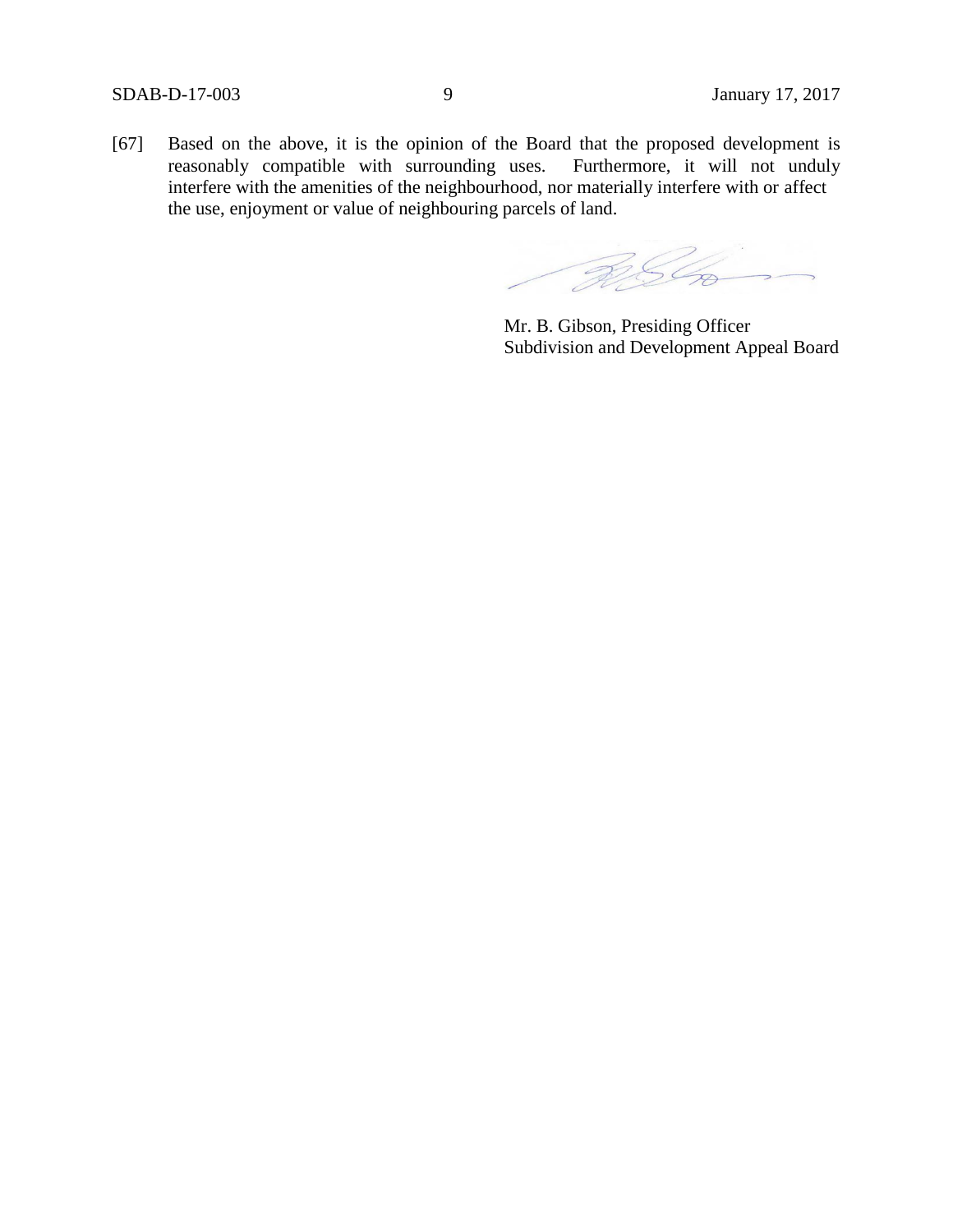[67] Based on the above, it is the opinion of the Board that the proposed development is reasonably compatible with surrounding uses. Furthermore, it will not unduly interfere with the amenities of the neighbourhood, nor materially interfere with or affect the use, enjoyment or value of neighbouring parcels of land.

Mr. B. Gibson, Presiding Officer
Subdivision and Development Appeal Board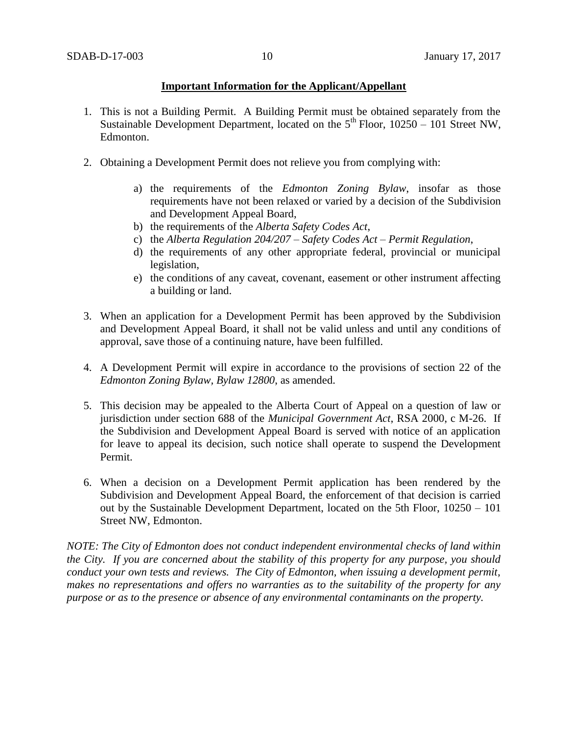**Important Information for the Applicant/Appellant**

1. This is not a Building Permit. A Building Permit must be obtained separately from the Sustainable Development Department, located on the 5th Floor, 10250 – 101 Street NW, Edmonton.

2. Obtaining a Development Permit does not relieve you from complying with:

   a) the requirements of the *Edmonton Zoning Bylaw*, insofar as those requirements have not been relaxed or varied by a decision of the Subdivision and Development Appeal Board,
   b) the requirements of the *Alberta Safety Codes Act*,
   c) the *Alberta Regulation 204/207 – Safety Codes Act – Permit Regulation*,
   d) the requirements of any other appropriate federal, provincial or municipal legislation,
   e) the conditions of any caveat, covenant, easement or other instrument affecting a building or land.

3. When an application for a Development Permit has been approved by the Subdivision and Development Appeal Board, it shall not be valid unless and until any conditions of approval, save those of a continuing nature, have been fulfilled.

4. A Development Permit will expire in accordance to the provisions of section 22 of the *Edmonton Zoning Bylaw, Bylaw 12800*, as amended.

5. This decision may be appealed to the Alberta Court of Appeal on a question of law or jurisdiction under section 688 of the *Municipal Government Act*, RSA 2000, c M-26. If the Subdivision and Development Appeal Board is served with notice of an application for leave to appeal its decision, such notice shall operate to suspend the Development Permit.

6. When a decision on a Development Permit application has been rendered by the Subdivision and Development Appeal Board, the enforcement of that decision is carried out by the Sustainable Development Department, located on the 5th Floor, 10250 – 101 Street NW, Edmonton.

*NOTE: The City of Edmonton does not conduct independent environmental checks of land within the City. If you are concerned about the stability of this property for any purpose, you should conduct your own tests and reviews. The City of Edmonton, when issuing a development permit, makes no representations and offers no warranties as to the suitability of the property for any purpose or as to the presence or absence of any environmental contaminants on the property.*